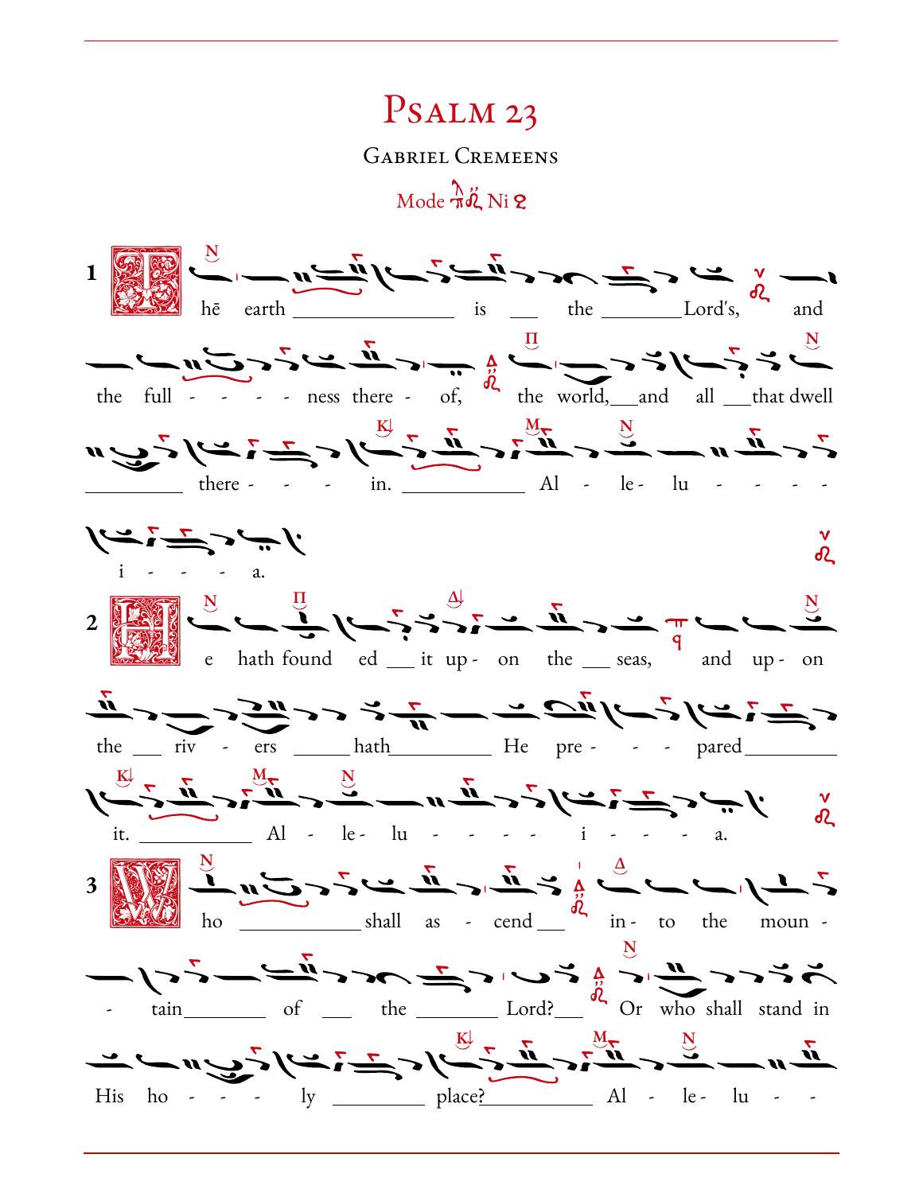# Psalm 23

Gabriel Cremeens

Mode Ni

1 The earth is the Lord's, and the fullness thereof, the world, and all that dwell therein. Alleluia.

2 He hath founded it upon the seas, and upon the rivers hath He prepared it. Alleluia.

3 Who shall ascend into the mountain of the Lord? Or who shall stand in His holy place? Allelu-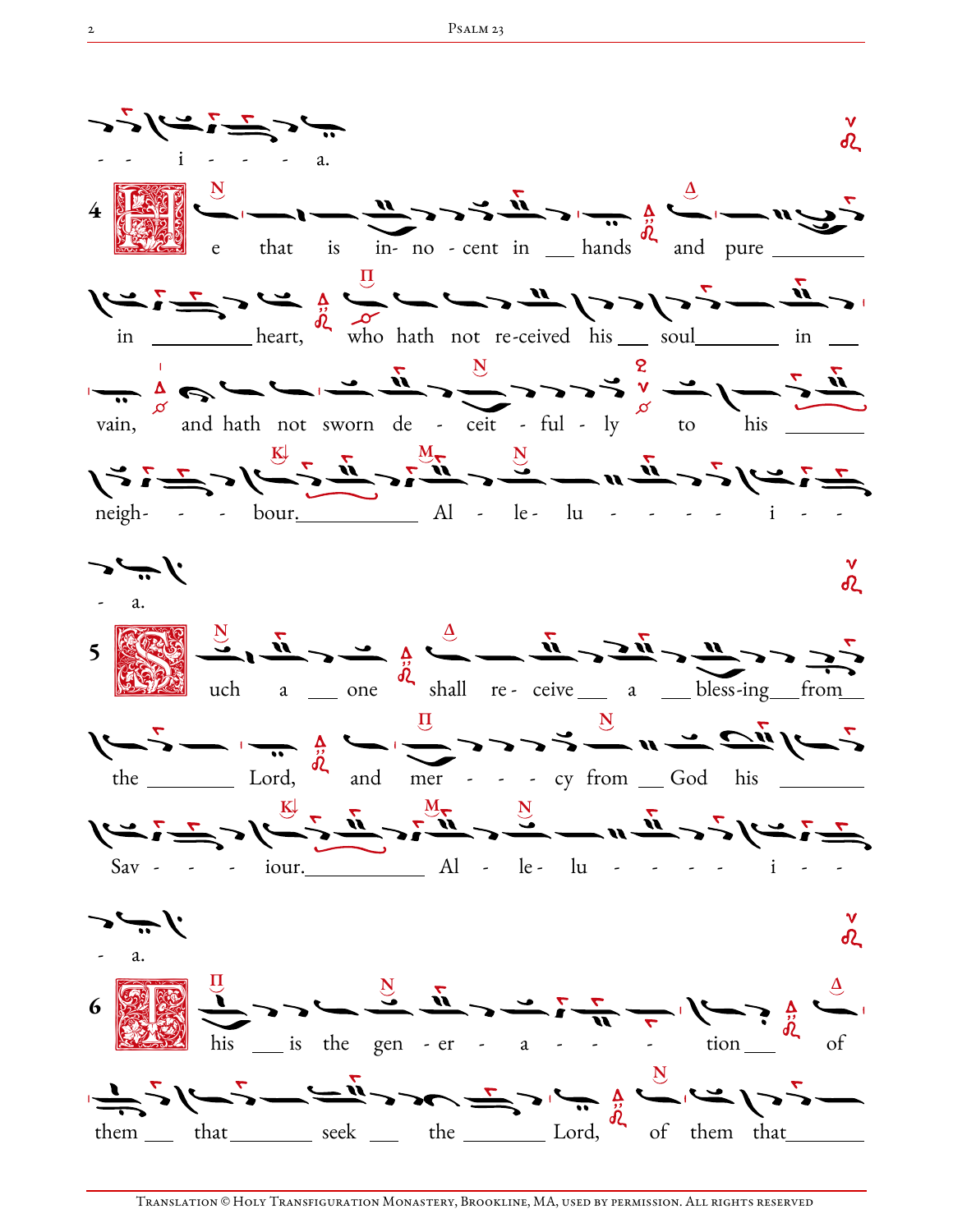- - i - - - a.

4 He that is in- no - cent in ___ hands and pure _________ in _________ heart, who hath not re-ceived his ___ soul________ in ___ vain, and hath not sworn de - ceit - ful - ly to his _______ neigh- - - bour.___________ Al - le - lu - - - - - i - - - a.

5 Such a ___ one shall re - ceive ___ a ___ bless-ing___from___ the ________ Lord, and mer - - - cy from ___ God his ________ Sav - - - iour.___________ Al - le - lu - - - - - i - - - a.

6 This ___ is the gen - er - a - - - tion ___ of them ___ that________ seek ___ the ________ Lord, of them that_______

Translation © Holy Transfiguration Monastery, Brookline, MA, used by permission. All rights reserved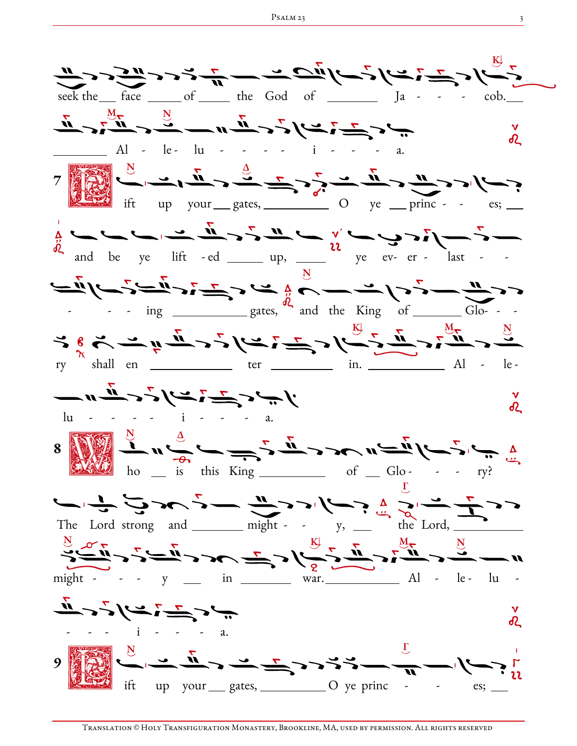seek the face of the God of Jacob. Alleluia.

**7** Lift up your gates, O ye princes; and be ye lifted up, ye everlasting gates, and the King of Glory shall enter in. Alleluia.

**8** Who is this King of Glory? The Lord strong and mighty, the Lord, mighty in war. Alleluia.

**9** Lift up your gates, O ye princes;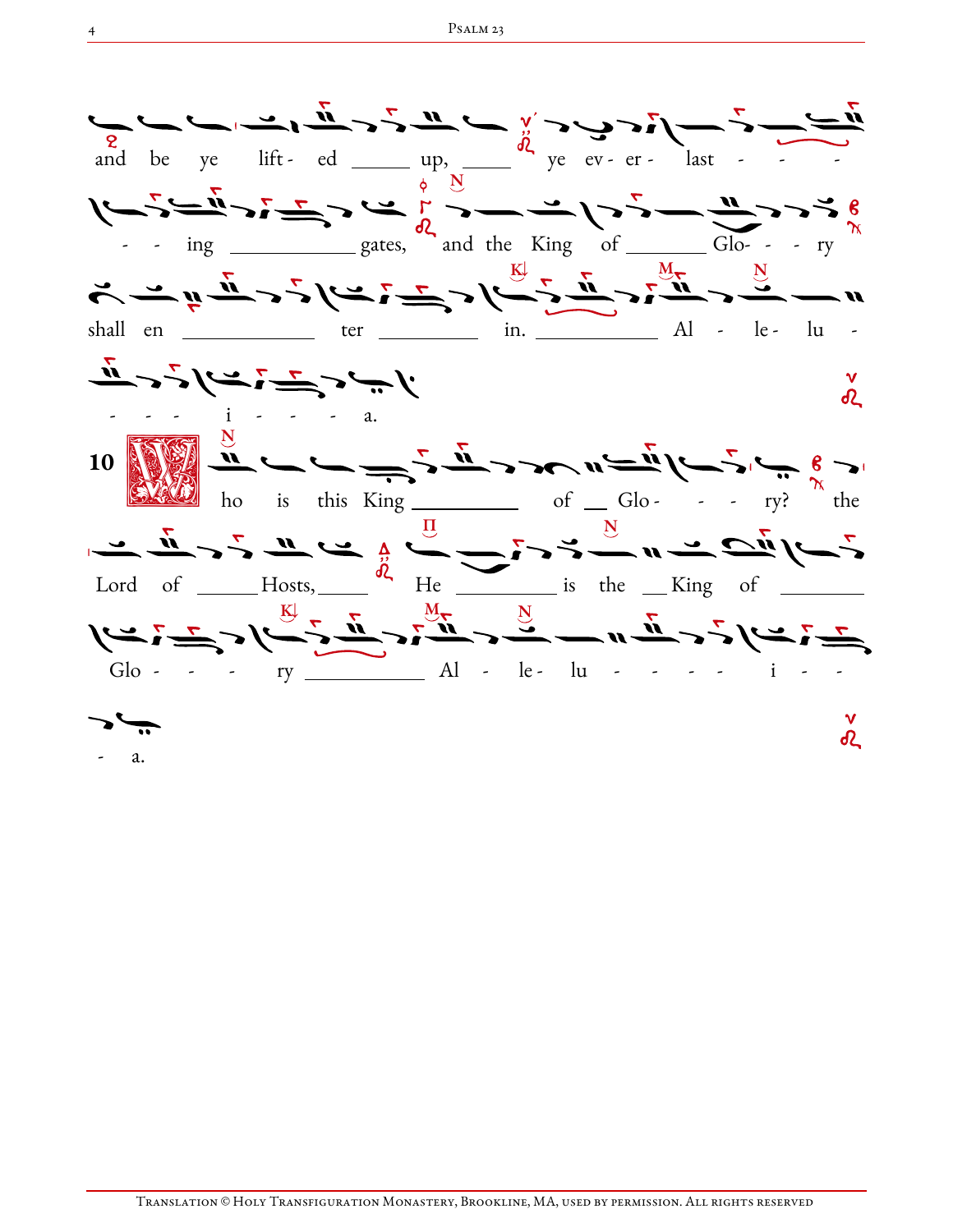and be ye lift- ed ______ up, _____ ye ev- er- last - - -

- - ing ____________ gates, and the King of ________ Glo- - - ry

shall en _____________ ter __________ in. ____________ Al - le- lu -

- - - i - - - a.

**10** Who is this King __________ of __ Glo- - - ry? the

Lord of ______ Hosts, _____ He __________ is the __ King of ________

Glo - - - ry ____________ Al - le- lu - - - - i - -

- a.

Translation © Holy Transfiguration Monastery, Brookline, MA, used by permission. All rights reserved